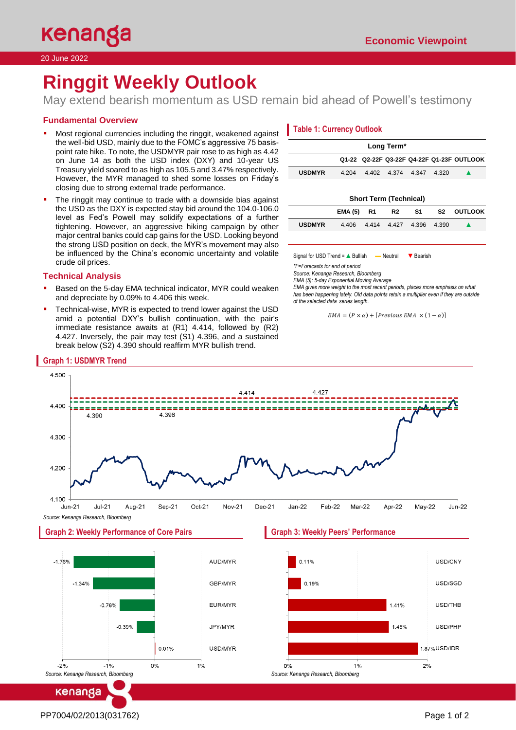Economic Viewpoint

20 June 2022

# Ringgit Weekly Outlook

May extend bearish momentum as USD remain bid ahead of Powell's testimony

## Fundamental Overview

- Most regional currencies including the ringgit, weakened against the well-bid USD, mainly due to the FOMC's aggressive 75 basis-point rate hike. To note, the USDMYR pair rose to as high as 4.42 on June 14 as both the USD index (DXY) and 10-year US Treasury yield soared to as high as 105.5 and 3.47% respectively. However, the MYR managed to shed some losses on Friday's closing due to strong external trade performance.
- The ringgit may continue to trade with a downside bias against the USD as the DXY is expected stay bid around the 104.0-106.0 level as Fed's Powell may solidify expectations of a further tightening. However, an aggressive hiking campaign by other major central banks could cap gains for the USD. Looking beyond the strong USD position on deck, the MYR's movement may also be influenced by the China's economic uncertainty and volatile crude oil prices.

## Technical Analysis

- Based on the 5-day EMA technical indicator, MYR could weaken and depreciate by 0.09% to 4.406 this week.
- Technical-wise, MYR is expected to trend lower against the USD amid a potential DXY's bullish continuation, with the pair's immediate resistance awaits at (R1) 4.414, followed by (R2) 4.427. Inversely, the pair may test (S1) 4.396, and a sustained break below (S2) 4.390 should reaffirm MYR bullish trend.

### Table 1: Currency Outlook

| Long Term* | | | | | | |
|---|---|---|---|---|---|---|
| | Q1-22 | Q2-22F | Q3-22F | Q4-22F | Q1-23F | OUTLOOK |
| USDMYR | 4.204 | 4.402 | 4.374 | 4.347 | 4.320 | ▲ |

| Short Term (Technical) | | | | | | |
|---|---|---|---|---|---|---|
| | EMA (5) | R1 | R2 | S1 | S2 | OUTLOOK |
| USDMYR | 4.406 | 4.414 | 4.427 | 4.396 | 4.390 | ▲ |

Signal for USD Trend = ▲ Bullish — Neutral ▼ Bearish

*\*F=Forecasts for end of period*
*Source: Kenanga Research, Bloomberg*
*EMA (5): 5-day Exponential Moving Average*
*EMA gives more weight to the most recent periods, places more emphasis on what has been happening lately. Old data points retain a multiplier even if they are outside of the selected data series length.*

$$EMA = (P \times \alpha) + [Previous\ EMA \times (1 - \alpha)]$$

### Graph 1: USDMYR Trend

*Source: Kenanga Research, Bloomberg*

### Graph 2: Weekly Performance of Core Pairs

| Pair | Weekly change |
|---|---|
| AUD/MYR | -1.76% |
| GBP/MYR | -1.34% |
| EUR/MYR | -0.76% |
| JPY/MYR | -0.39% |
| USD/MYR | 0.01% |

*Source: Kenanga Research, Bloomberg*

### Graph 3: Weekly Peers' Performance

| Pair | Weekly change |
|---|---|
| USD/CNY | 0.11% |
| USD/SGD | 0.19% |
| USD/THB | 1.41% |
| USD/PHP | 1.45% |
| USD/IDR | 1.87% |

*Source: Kenanga Research, Bloomberg*

PP7004/02/2013(031762)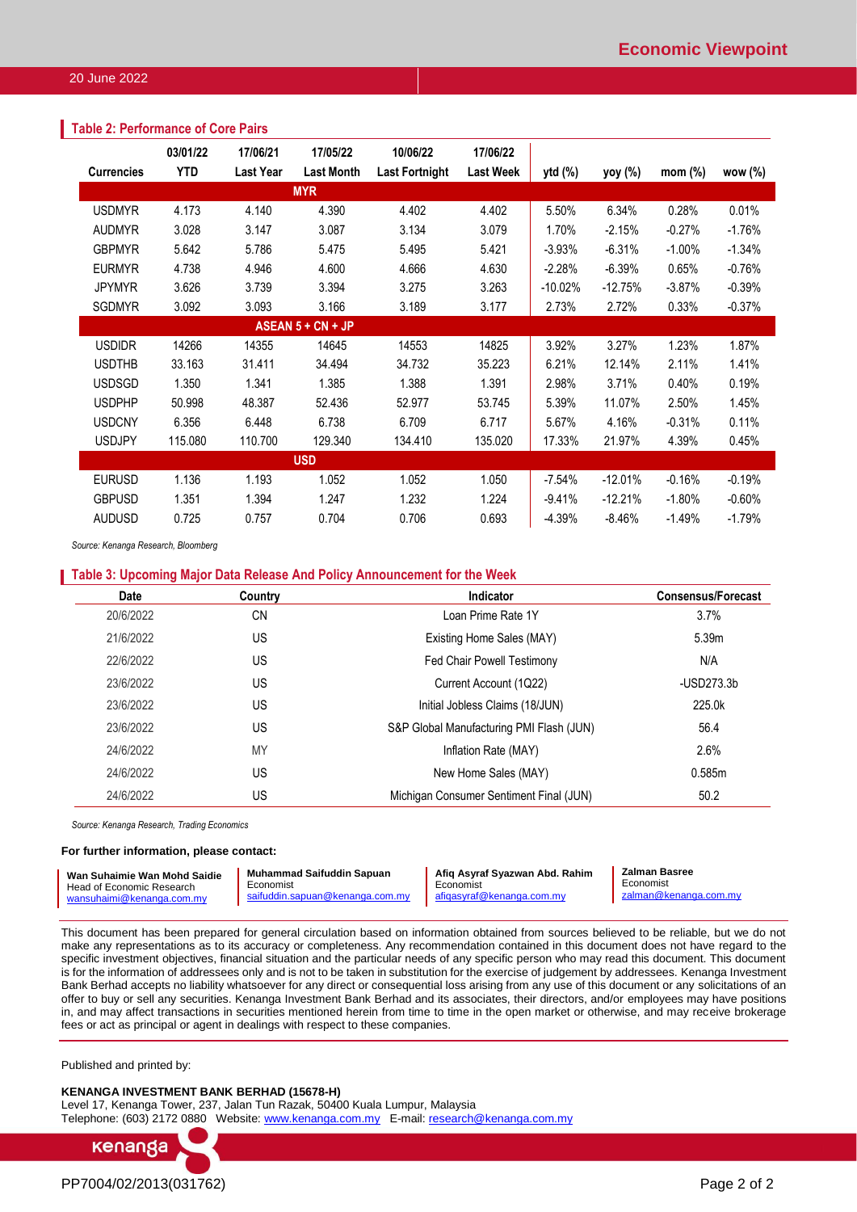## Table 2: Performance of Core Pairs

| Currencies | 03/01/22 YTD | 17/06/21 Last Year | 17/05/22 Last Month | 10/06/22 Last Fortnight | 17/06/22 Last Week | ytd (%) | yoy (%) | mom (%) | wow (%) |
|---|---|---|---|---|---|---|---|---|---|
| **MYR** | | | | | | | | | |
| USDMYR | 4.173 | 4.140 | 4.390 | 4.402 | 4.402 | 5.50% | 6.34% | 0.28% | 0.01% |
| AUDMYR | 3.028 | 3.147 | 3.087 | 3.134 | 3.079 | 1.70% | -2.15% | -0.27% | -1.76% |
| GBPMYR | 5.642 | 5.786 | 5.475 | 5.495 | 5.421 | -3.93% | -6.31% | -1.00% | -1.34% |
| EURMYR | 4.738 | 4.946 | 4.600 | 4.666 | 4.630 | -2.28% | -6.39% | 0.65% | -0.76% |
| JPYMYR | 3.626 | 3.739 | 3.394 | 3.275 | 3.263 | -10.02% | -12.75% | -3.87% | -0.39% |
| SGDMYR | 3.092 | 3.093 | 3.166 | 3.189 | 3.177 | 2.73% | 2.72% | 0.33% | -0.37% |
| **ASEAN 5 + CN + JP** | | | | | | | | | |
| USDIDR | 14266 | 14355 | 14645 | 14553 | 14825 | 3.92% | 3.27% | 1.23% | 1.87% |
| USDTHB | 33.163 | 31.411 | 34.494 | 34.732 | 35.223 | 6.21% | 12.14% | 2.11% | 1.41% |
| USDSGD | 1.350 | 1.341 | 1.385 | 1.388 | 1.391 | 2.98% | 3.71% | 0.40% | 0.19% |
| USDPHP | 50.998 | 48.387 | 52.436 | 52.977 | 53.745 | 5.39% | 11.07% | 2.50% | 1.45% |
| USDCNY | 6.356 | 6.448 | 6.738 | 6.709 | 6.717 | 5.67% | 4.16% | -0.31% | 0.11% |
| USDJPY | 115.080 | 110.700 | 129.340 | 134.410 | 135.020 | 17.33% | 21.97% | 4.39% | 0.45% |
| **USD** | | | | | | | | | |
| EURUSD | 1.136 | 1.193 | 1.052 | 1.052 | 1.050 | -7.54% | -12.01% | -0.16% | -0.19% |
| GBPUSD | 1.351 | 1.394 | 1.247 | 1.232 | 1.224 | -9.41% | -12.21% | -1.80% | -0.60% |
| AUDUSD | 0.725 | 0.757 | 0.704 | 0.706 | 0.693 | -4.39% | -8.46% | -1.49% | -1.79% |

*Source: Kenanga Research, Bloomberg*

## Table 3: Upcoming Major Data Release And Policy Announcement for the Week

| Date | Country | Indicator | Consensus/Forecast |
|---|---|---|---|
| 20/6/2022 | CN | Loan Prime Rate 1Y | 3.7% |
| 21/6/2022 | US | Existing Home Sales (MAY) | 5.39m |
| 22/6/2022 | US | Fed Chair Powell Testimony | N/A |
| 23/6/2022 | US | Current Account (1Q22) | -USD273.3b |
| 23/6/2022 | US | Initial Jobless Claims (18/JUN) | 225.0k |
| 23/6/2022 | US | S&P Global Manufacturing PMI Flash (JUN) | 56.4 |
| 24/6/2022 | MY | Inflation Rate (MAY) | 2.6% |
| 24/6/2022 | US | New Home Sales (MAY) | 0.585m |
| 24/6/2022 | US | Michigan Consumer Sentiment Final (JUN) | 50.2 |

*Source: Kenanga Research, Trading Economics*

**For further information, please contact:**

**Wan Suhaimie Wan Mohd Saidie**
Head of Economic Research
wansuhaimi@kenanga.com.my

**Muhammad Saifuddin Sapuan**
Economist
saifuddin.sapuan@kenanga.com.my

**Afiq Asyraf Syazwan Abd. Rahim**
Economist
afiqasyraf@kenanga.com.my

**Zalman Basree**
Economist
zalman@kenanga.com.my

This document has been prepared for general circulation based on information obtained from sources believed to be reliable, but we do not make any representations as to its accuracy or completeness. Any recommendation contained in this document does not have regard to the specific investment objectives, financial situation and the particular needs of any specific person who may read this document. This document is for the information of addressees only and is not to be taken in substitution for the exercise of judgement by addressees. Kenanga Investment Bank Berhad accepts no liability whatsoever for any direct or consequential loss arising from any use of this document or any solicitations of an offer to buy or sell any securities. Kenanga Investment Bank Berhad and its associates, their directors, and/or employees may have positions in, and may affect transactions in securities mentioned herein from time to time in the open market or otherwise, and may receive brokerage fees or act as principal or agent in dealings with respect to these companies.

Published and printed by:

**KENANGA INVESTMENT BANK BERHAD (15678-H)**
Level 17, Kenanga Tower, 237, Jalan Tun Razak, 50400 Kuala Lumpur, Malaysia
Telephone: (603) 2172 0880 Website: www.kenanga.com.my E-mail: research@kenanga.com.my

PP7004/02/2013(031762)